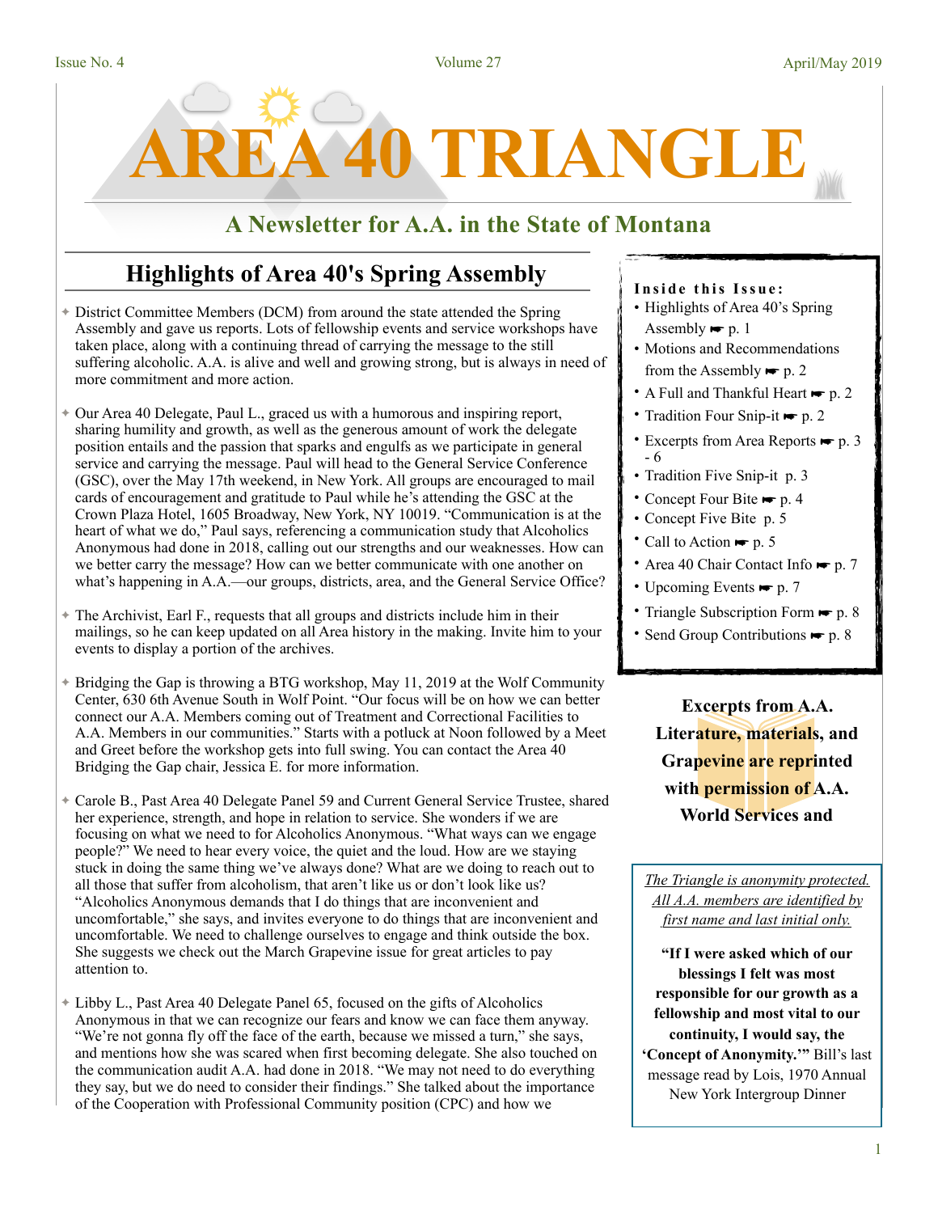# AREA 40 TRIANGLE

## A Newsletter for A.A. in the State of Montana

## Highlights of Area 40's Spring Assembly

- District Committee Members (DCM) from around the state attended the Spring Assembly and gave us reports. Lots of fellowship events and service workshops have taken place, along with a continuing thread of carrying the message to the still suffering alcoholic. A.A. is alive and well and growing strong, but is always in need of more commitment and more action.

- Our Area 40 Delegate, Paul L., graced us with a humorous and inspiring report, sharing humility and growth, as well as the generous amount of work the delegate position entails and the passion that sparks and engulfs as we participate in general service and carrying the message. Paul will head to the General Service Conference (GSC), over the May 17th weekend, in New York. All groups are encouraged to mail cards of encouragement and gratitude to Paul while he's attending the GSC at the Crown Plaza Hotel, 1605 Broadway, New York, NY 10019. "Communication is at the heart of what we do," Paul says, referencing a communication study that Alcoholics Anonymous had done in 2018, calling out our strengths and our weaknesses. How can we better carry the message? How can we better communicate with one another on what's happening in A.A.—our groups, districts, area, and the General Service Office?

- The Archivist, Earl F., requests that all groups and districts include him in their mailings, so he can keep updated on all Area history in the making. Invite him to your events to display a portion of the archives.

- Bridging the Gap is throwing a BTG workshop, May 11, 2019 at the Wolf Community Center, 630 6th Avenue South in Wolf Point. "Our focus will be on how we can better connect our A.A. Members coming out of Treatment and Correctional Facilities to A.A. Members in our communities." Starts with a potluck at Noon followed by a Meet and Greet before the workshop gets into full swing. You can contact the Area 40 Bridging the Gap chair, Jessica E. for more information.

- Carole B., Past Area 40 Delegate Panel 59 and Current General Service Trustee, shared her experience, strength, and hope in relation to service. She wonders if we are focusing on what we need to for Alcoholics Anonymous. "What ways can we engage people?" We need to hear every voice, the quiet and the loud. How are we staying stuck in doing the same thing we've always done? What are we doing to reach out to all those that suffer from alcoholism, that aren't like us or don't look like us? "Alcoholics Anonymous demands that I do things that are inconvenient and uncomfortable," she says, and invites everyone to do things that are inconvenient and uncomfortable. We need to challenge ourselves to engage and think outside the box. She suggests we check out the March Grapevine issue for great articles to pay attention to.

- Libby L., Past Area 40 Delegate Panel 65, focused on the gifts of Alcoholics Anonymous in that we can recognize our fears and know we can face them anyway. "We're not gonna fly off the face of the earth, because we missed a turn," she says, and mentions how she was scared when first becoming delegate. She also touched on the communication audit A.A. had done in 2018. "We may not need to do everything they say, but we do need to consider their findings." She talked about the importance of the Cooperation with Professional Community position (CPC) and how we

**Inside this Issue:**

- Highlights of Area 40's Spring Assembly ☛ p. 1
- Motions and Recommendations from the Assembly ☛ p. 2
- A Full and Thankful Heart ☛ p. 2
- Tradition Four Snip-it ☛ p. 2
- Excerpts from Area Reports ☛ p. 3 - 6
- Tradition Five Snip-it p. 3
- Concept Four Bite ☛ p. 4
- Concept Five Bite p. 5
- Call to Action ☛ p. 5
- Area 40 Chair Contact Info ☛ p. 7
- Upcoming Events ☛ p. 7
- Triangle Subscription Form ☛ p. 8
- Send Group Contributions ☛ p. 8

**Excerpts from A.A. Literature, materials, and Grapevine are reprinted with permission of A.A. World Services and**

*The Triangle is anonymity protected. All A.A. members are identified by first name and last initial only.*

**"If I were asked which of our blessings I felt was most responsible for our growth as a fellowship and most vital to our continuity, I would say, the 'Concept of Anonymity.'"** Bill's last message read by Lois, 1970 Annual New York Intergroup Dinner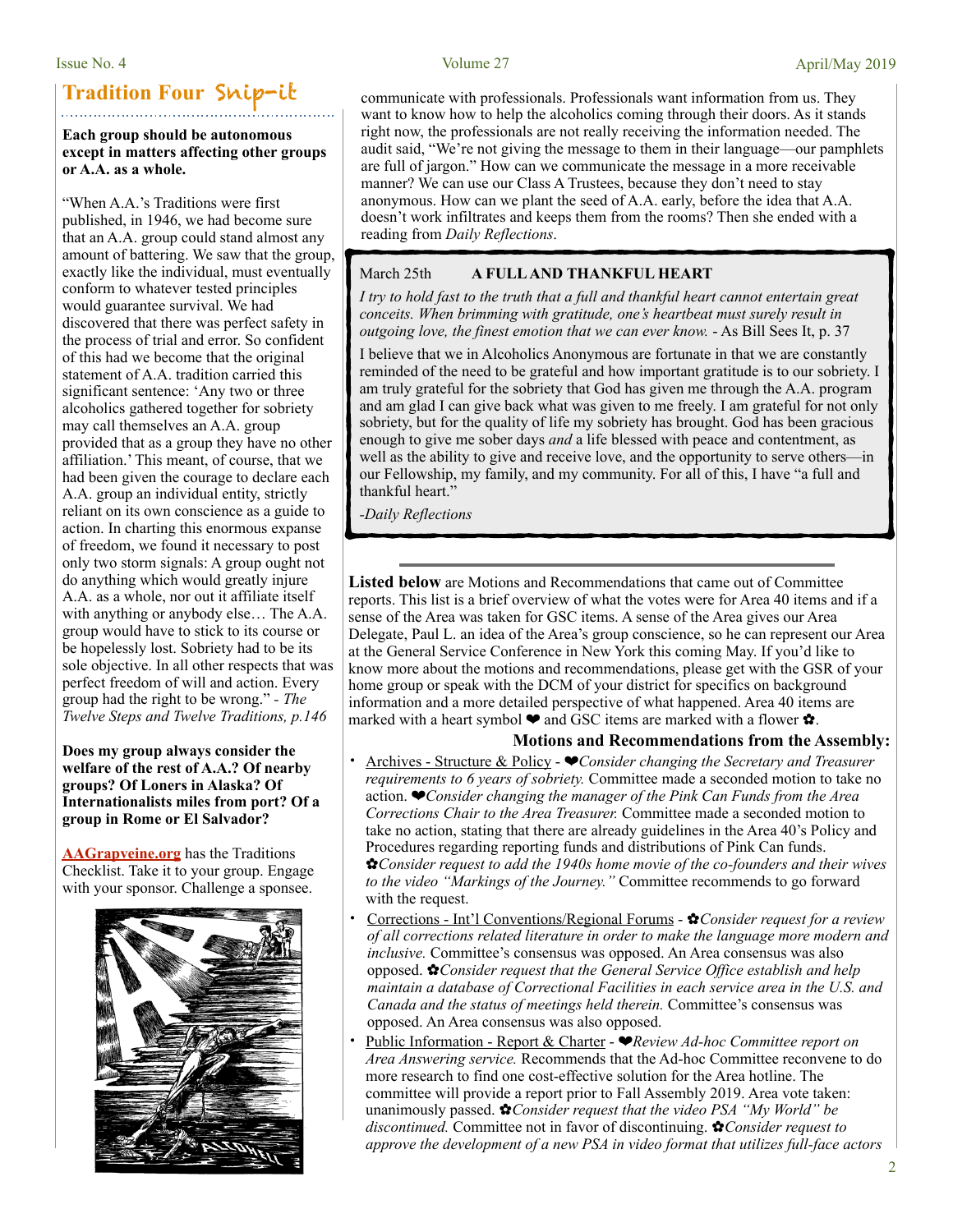## Tradition Four Snip-it

**Each group should be autonomous except in matters affecting other groups or A.A. as a whole.**

"When A.A.'s Traditions were first published, in 1946, we had become sure that an A.A. group could stand almost any amount of battering. We saw that the group, exactly like the individual, must eventually conform to whatever tested principles would guarantee survival. We had discovered that there was perfect safety in the process of trial and error. So confident of this had we become that the original statement of A.A. tradition carried this significant sentence: 'Any two or three alcoholics gathered together for sobriety may call themselves an A.A. group provided that as a group they have no other affiliation.' This meant, of course, that we had been given the courage to declare each A.A. group an individual entity, strictly reliant on its own conscience as a guide to action. In charting this enormous expanse of freedom, we found it necessary to post only two storm signals: A group ought not do anything which would greatly injure A.A. as a whole, nor out it affiliate itself with anything or anybody else… The A.A. group would have to stick to its course or be hopelessly lost. Sobriety had to be its sole objective. In all other respects that was perfect freedom of will and action. Every group had the right to be wrong." - *The Twelve Steps and Twelve Traditions, p.146*

**Does my group always consider the welfare of the rest of A.A.? Of nearby groups? Of Loners in Alaska? Of Internationalists miles from port? Of a group in Rome or El Salvador?**

**AAGrapveine.org** has the Traditions Checklist. Take it to your group. Engage with your sponsor. Challenge a sponsee.

communicate with professionals. Professionals want information from us. They want to know how to help the alcoholics coming through their doors. As it stands right now, the professionals are not really receiving the information needed. The audit said, "We're not giving the message to them in their language—our pamphlets are full of jargon." How can we communicate the message in a more receivable manner? We can use our Class A Trustees, because they don't need to stay anonymous. How can we plant the seed of A.A. early, before the idea that A.A. doesn't work infiltrates and keeps them from the rooms? Then she ended with a reading from *Daily Reflections*.

March 25th **A FULL AND THANKFUL HEART**

*I try to hold fast to the truth that a full and thankful heart cannot entertain great conceits. When brimming with gratitude, one's heartbeat must surely result in outgoing love, the finest emotion that we can ever know.* - As Bill Sees It, p. 37

I believe that we in Alcoholics Anonymous are fortunate in that we are constantly reminded of the need to be grateful and how important gratitude is to our sobriety. I am truly grateful for the sobriety that God has given me through the A.A. program and am glad I can give back what was given to me freely. I am grateful for not only sobriety, but for the quality of life my sobriety has brought. God has been gracious enough to give me sober days *and* a life blessed with peace and contentment, as well as the ability to give and receive love, and the opportunity to serve others—in our Fellowship, my family, and my community. For all of this, I have "a full and thankful heart."

*-Daily Reflections*

---

**Listed below** are Motions and Recommendations that came out of Committee reports. This list is a brief overview of what the votes were for Area 40 items and if a sense of the Area was taken for GSC items. A sense of the Area gives our Area Delegate, Paul L. an idea of the Area's group conscience, so he can represent our Area at the General Service Conference in New York this coming May. If you'd like to know more about the motions and recommendations, please get with the GSR of your home group or speak with the DCM of your district for specifics on background information and a more detailed perspective of what happened. Area 40 items are marked with a heart symbol ❤ and GSC items are marked with a flower ✿.

### Motions and Recommendations from the Assembly:

- Archives - Structure & Policy - ❤*Consider changing the Secretary and Treasurer requirements to 6 years of sobriety.* Committee made a seconded motion to take no action. ❤*Consider changing the manager of the Pink Can Funds from the Area Corrections Chair to the Area Treasurer.* Committee made a seconded motion to take no action, stating that there are already guidelines in the Area 40's Policy and Procedures regarding reporting funds and distributions of Pink Can funds. ✿*Consider request to add the 1940s home movie of the co-founders and their wives to the video "Markings of the Journey."* Committee recommends to go forward with the request.
- Corrections - Int'l Conventions/Regional Forums - ✿*Consider request for a review of all corrections related literature in order to make the language more modern and inclusive.* Committee's consensus was opposed. An Area consensus was also opposed. ✿*Consider request that the General Service Office establish and help maintain a database of Correctional Facilities in each service area in the U.S. and Canada and the status of meetings held therein.* Committee's consensus was opposed. An Area consensus was also opposed.
- Public Information - Report & Charter - ❤*Review Ad-hoc Committee report on Area Answering service.* Recommends that the Ad-hoc Committee reconvene to do more research to find one cost-effective solution for the Area hotline. The committee will provide a report prior to Fall Assembly 2019. Area vote taken: unanimously passed. ✿*Consider request that the video PSA "My World" be discontinued.* Committee not in favor of discontinuing. ✿*Consider request to approve the development of a new PSA in video format that utilizes full-face actors*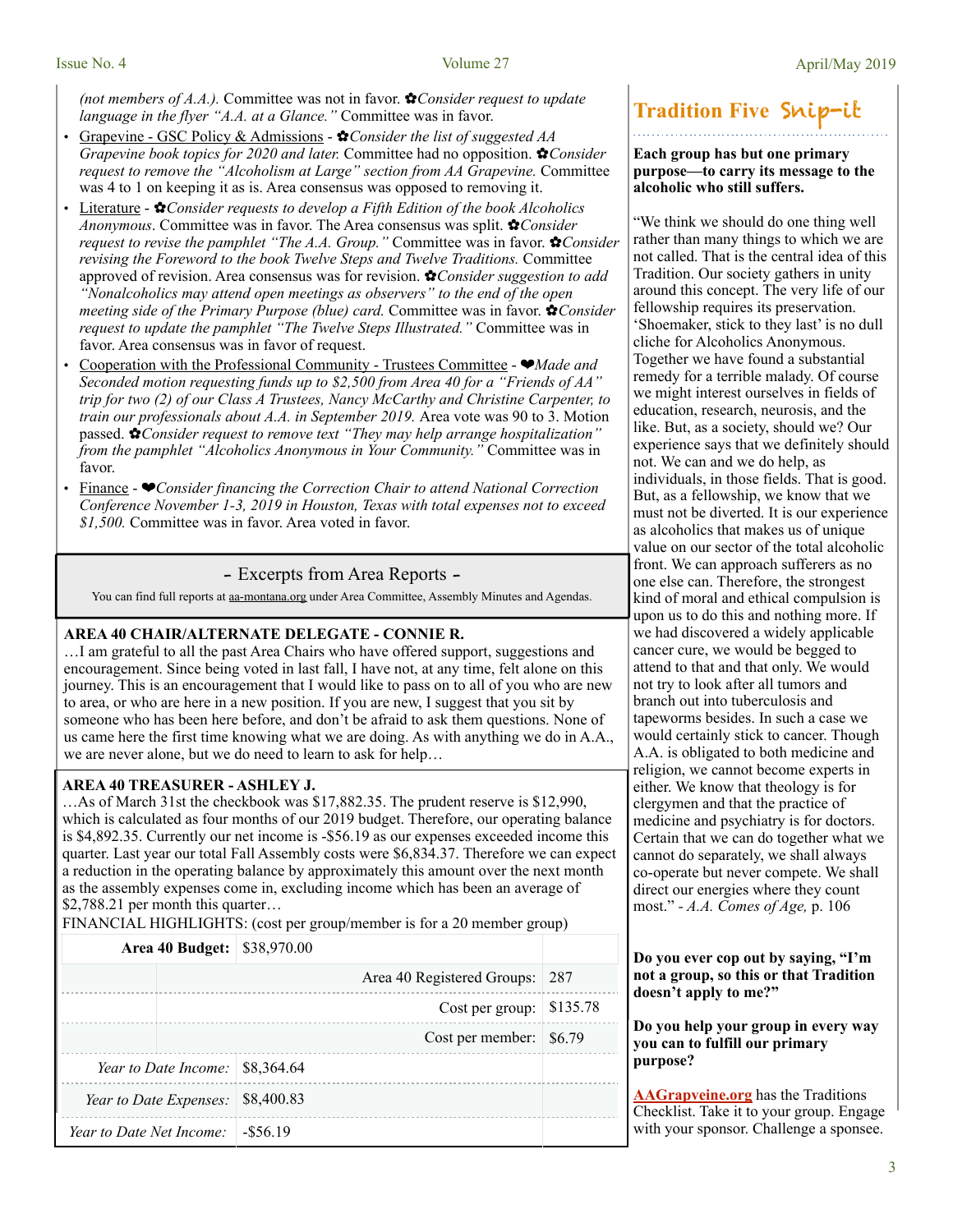*(not members of A.A.).* Committee was not in favor. ✿*Consider request to update language in the flyer "A.A. at a Glance."* Committee was in favor.

- Grapevine - GSC Policy & Admissions - ✿*Consider the list of suggested AA Grapevine book topics for 2020 and later.* Committee had no opposition. ✿*Consider request to remove the "Alcoholism at Large" section from AA Grapevine.* Committee was 4 to 1 on keeping it as is. Area consensus was opposed to removing it.
- Literature - ✿*Consider requests to develop a Fifth Edition of the book Alcoholics Anonymous*. Committee was in favor. The Area consensus was split. ✿*Consider request to revise the pamphlet "The A.A. Group."* Committee was in favor. ✿*Consider revising the Foreword to the book Twelve Steps and Twelve Traditions.* Committee approved of revision. Area consensus was for revision. ✿*Consider suggestion to add "Nonalcoholics may attend open meetings as observers" to the end of the open meeting side of the Primary Purpose (blue) card.* Committee was in favor. ✿*Consider request to update the pamphlet "The Twelve Steps Illustrated."* Committee was in favor. Area consensus was in favor of request.
- Cooperation with the Professional Community - Trustees Committee - ❤*Made and Seconded motion requesting funds up to $2,500 from Area 40 for a "Friends of AA" trip for two (2) of our Class A Trustees, Nancy McCarthy and Christine Carpenter, to train our professionals about A.A. in September 2019.* Area vote was 90 to 3. Motion passed. ✿*Consider request to remove text "They may help arrange hospitalization" from the pamphlet "Alcoholics Anonymous in Your Community."* Committee was in favor.
- Finance - ❤*Consider financing the Correction Chair to attend National Correction Conference November 1-3, 2019 in Houston, Texas with total expenses not to exceed $1,500.* Committee was in favor. Area voted in favor.

## – Excerpts from Area Reports –

You can find full reports at aa-montana.org under Area Committee, Assembly Minutes and Agendas.

**AREA 40 CHAIR/ALTERNATE DELEGATE - CONNIE R.**

…I am grateful to all the past Area Chairs who have offered support, suggestions and encouragement. Since being voted in last fall, I have not, at any time, felt alone on this journey. This is an encouragement that I would like to pass on to all of you who are new to area, or who are here in a new position. If you are new, I suggest that you sit by someone who has been here before, and don't be afraid to ask them questions. None of us came here the first time knowing what we are doing. As with anything we do in A.A., we are never alone, but we do need to learn to ask for help…

**AREA 40 TREASURER - ASHLEY J.**

…As of March 31st the checkbook was $17,882.35. The prudent reserve is $12,990, which is calculated as four months of our 2019 budget. Therefore, our operating balance is $4,892.35. Currently our net income is -$56.19 as our expenses exceeded income this quarter. Last year our total Fall Assembly costs were $6,834.37. Therefore we can expect a reduction in the operating balance by approximately this amount over the next month as the assembly expenses come in, excluding income which has been an average of $2,788.21 per month this quarter…

FINANCIAL HIGHLIGHTS: (cost per group/member is for a 20 member group)

| | | |
|---|---|---|
| **Area 40 Budget:** | $38,970.00 | |
| | Area 40 Registered Groups: | 287 |
| | Cost per group: | $135.78 |
| | Cost per member: | $6.79 |
| *Year to Date Income:* | $8,364.64 | |
| *Year to Date Expenses:* | $8,400.83 | |
| *Year to Date Net Income:* | -$56.19 | |

## Tradition Five Snip-it

**Each group has but one primary purpose—to carry its message to the alcoholic who still suffers.**

"We think we should do one thing well rather than many things to which we are not called. That is the central idea of this Tradition. Our society gathers in unity around this concept. The very life of our fellowship requires its preservation. 'Shoemaker, stick to they last' is no dull cliche for Alcoholics Anonymous. Together we have found a substantial remedy for a terrible malady. Of course we might interest ourselves in fields of education, research, neurosis, and the like. But, as a society, should we? Our experience says that we definitely should not. We can and we do help, as individuals, in those fields. That is good. But, as a fellowship, we know that we must not be diverted. It is our experience as alcoholics that makes us of unique value on our sector of the total alcoholic front. We can approach sufferers as no one else can. Therefore, the strongest kind of moral and ethical compulsion is upon us to do this and nothing more. If we had discovered a widely applicable cancer cure, we would be begged to attend to that and that only. We would not try to look after all tumors and branch out into tuberculosis and tapeworms besides. In such a case we would certainly stick to cancer. Though A.A. is obligated to both medicine and religion, we cannot become experts in either. We know that theology is for clergymen and that the practice of medicine and psychiatry is for doctors. Certain that we can do together what we cannot do separately, we shall always co-operate but never compete. We shall direct our energies where they count most." - *A.A. Comes of Age,* p. 106

**Do you ever cop out by saying, "I'm not a group, so this or that Tradition doesn't apply to me?"**

**Do you help your group in every way you can to fulfill our primary purpose?**

**AAGrapveine.org** has the Traditions Checklist. Take it to your group. Engage with your sponsor. Challenge a sponsee.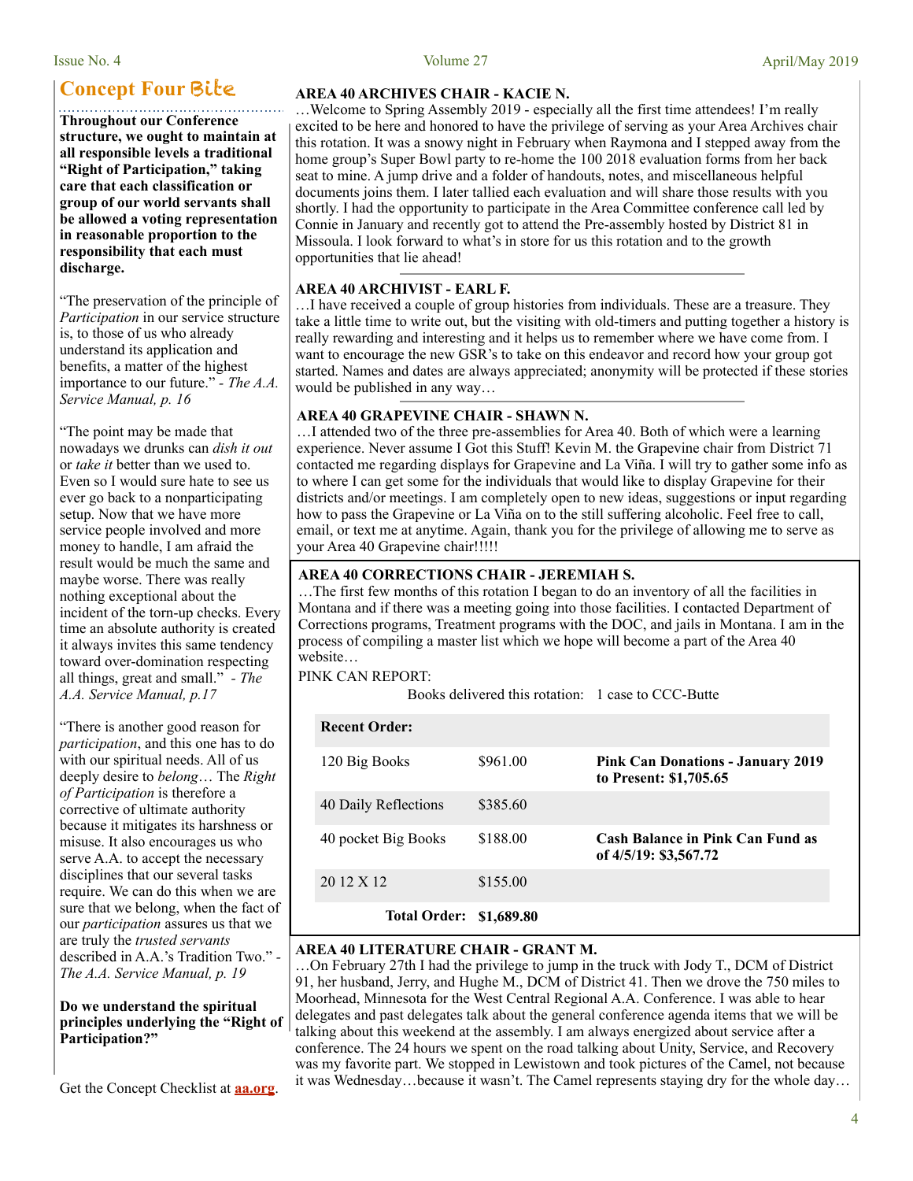## Concept Four Bite

**Throughout our Conference structure, we ought to maintain at all responsible levels a traditional "Right of Participation," taking care that each classification or group of our world servants shall be allowed a voting representation in reasonable proportion to the responsibility that each must discharge.**

"The preservation of the principle of *Participation* in our service structure is, to those of us who already understand its application and benefits, a matter of the highest importance to our future." - *The A.A. Service Manual, p. 16*

"The point may be made that nowadays we drunks can *dish it out* or *take it* better than we used to. Even so I would sure hate to see us ever go back to a nonparticipating setup. Now that we have more service people involved and more money to handle, I am afraid the result would be much the same and maybe worse. There was really nothing exceptional about the incident of the torn-up checks. Every time an absolute authority is created it always invites this same tendency toward over-domination respecting all things, great and small." - *The A.A. Service Manual, p.17*

"There is another good reason for *participation*, and this one has to do with our spiritual needs. All of us deeply desire to *belong*… The *Right of Participation* is therefore a corrective of ultimate authority because it mitigates its harshness or misuse. It also encourages us who serve A.A. to accept the necessary disciplines that our several tasks require. We can do this when we are sure that we belong, when the fact of our *participation* assures us that we are truly the *trusted servants* described in A.A.'s Tradition Two." - *The A.A. Service Manual, p. 19*

**Do we understand the spiritual principles underlying the "Right of Participation?"**

Get the Concept Checklist at **aa.org**.

### AREA 40 ARCHIVES CHAIR - KACIE N.

…Welcome to Spring Assembly 2019 - especially all the first time attendees! I'm really excited to be here and honored to have the privilege of serving as your Area Archives chair this rotation. It was a snowy night in February when Raymona and I stepped away from the home group's Super Bowl party to re-home the 100 2018 evaluation forms from her back seat to mine. A jump drive and a folder of handouts, notes, and miscellaneous helpful documents joins them. I later tallied each evaluation and will share those results with you shortly. I had the opportunity to participate in the Area Committee conference call led by Connie in January and recently got to attend the Pre-assembly hosted by District 81 in Missoula. I look forward to what's in store for us this rotation and to the growth opportunities that lie ahead!

### AREA 40 ARCHIVIST - EARL F.

…I have received a couple of group histories from individuals. These are a treasure. They take a little time to write out, but the visiting with old-timers and putting together a history is really rewarding and interesting and it helps us to remember where we have come from. I want to encourage the new GSR's to take on this endeavor and record how your group got started. Names and dates are always appreciated; anonymity will be protected if these stories would be published in any way…

### AREA 40 GRAPEVINE CHAIR - SHAWN N.

…I attended two of the three pre-assemblies for Area 40. Both of which were a learning experience. Never assume I Got this Stuff! Kevin M. the Grapevine chair from District 71 contacted me regarding displays for Grapevine and La Viña. I will try to gather some info as to where I can get some for the individuals that would like to display Grapevine for their districts and/or meetings. I am completely open to new ideas, suggestions or input regarding how to pass the Grapevine or La Viña on to the still suffering alcoholic. Feel free to call, email, or text me at anytime. Again, thank you for the privilege of allowing me to serve as your Area 40 Grapevine chair!!!!!

### AREA 40 CORRECTIONS CHAIR - JEREMIAH S.

…The first few months of this rotation I began to do an inventory of all the facilities in Montana and if there was a meeting going into those facilities. I contacted Department of Corrections programs, Treatment programs with the DOC, and jails in Montana. I am in the process of compiling a master list which we hope will become a part of the Area 40 website…

PINK CAN REPORT:

Books delivered this rotation: 1 case to CCC-Butte

| **Recent Order:** | | |
|---|---|---|
| 120 Big Books | $961.00 | **Pink Can Donations - January 2019 to Present: $1,705.65** |
| 40 Daily Reflections | $385.60 | |
| 40 pocket Big Books | $188.00 | **Cash Balance in Pink Can Fund as of 4/5/19: $3,567.72** |
| 20 12 X 12 | $155.00 | |
| **Total Order:** | **$1,689.80** | |

### AREA 40 LITERATURE CHAIR - GRANT M.

…On February 27th I had the privilege to jump in the truck with Jody T., DCM of District 91, her husband, Jerry, and Hughe M., DCM of District 41. Then we drove the 750 miles to Moorhead, Minnesota for the West Central Regional A.A. Conference. I was able to hear delegates and past delegates talk about the general conference agenda items that we will be talking about this weekend at the assembly. I am always energized about service after a conference. The 24 hours we spent on the road talking about Unity, Service, and Recovery was my favorite part. We stopped in Lewistown and took pictures of the Camel, not because it was Wednesday…because it wasn't. The Camel represents staying dry for the whole day…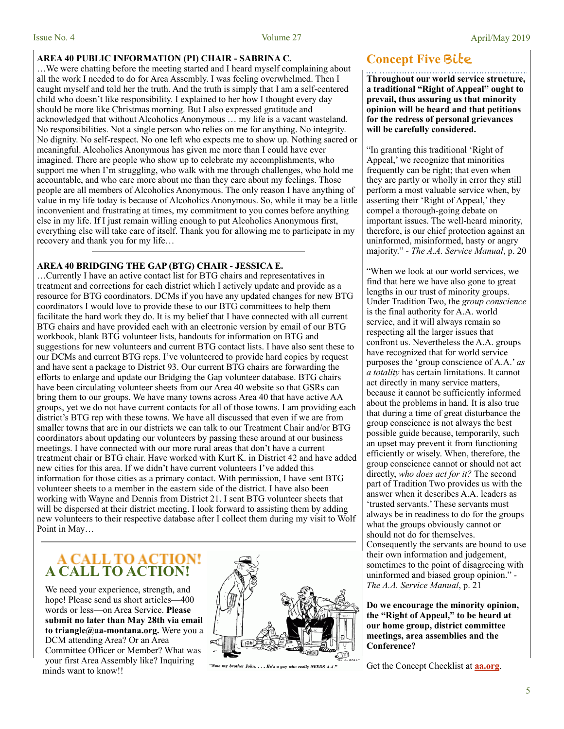## AREA 40 PUBLIC INFORMATION (PI) CHAIR - SABRINA C.

…We were chatting before the meeting started and I heard myself complaining about all the work I needed to do for Area Assembly. I was feeling overwhelmed. Then I caught myself and told her the truth. And the truth is simply that I am a self-centered child who doesn't like responsibility. I explained to her how I thought every day should be more like Christmas morning. But I also expressed gratitude and acknowledged that without Alcoholics Anonymous … my life is a vacant wasteland. No responsibilities. Not a single person who relies on me for anything. No integrity. No dignity. No self-respect. No one left who expects me to show up. Nothing sacred or meaningful. Alcoholics Anonymous has given me more than I could have ever imagined. There are people who show up to celebrate my accomplishments, who support me when I'm struggling, who walk with me through challenges, who hold me accountable, and who care more about me than they care about my feelings. Those people are all members of Alcoholics Anonymous. The only reason I have anything of value in my life today is because of Alcoholics Anonymous. So, while it may be a little inconvenient and frustrating at times, my commitment to you comes before anything else in my life. If I just remain willing enough to put Alcoholics Anonymous first, everything else will take care of itself. Thank you for allowing me to participate in my recovery and thank you for my life…

---

## AREA 40 BRIDGING THE GAP (BTG) CHAIR - JESSICA E.

…Currently I have an active contact list for BTG chairs and representatives in treatment and corrections for each district which I actively update and provide as a resource for BTG coordinators. DCMs if you have any updated changes for new BTG coordinators I would love to provide these to our BTG committees to help them facilitate the hard work they do. It is my belief that I have connected with all current BTG chairs and have provided each with an electronic version by email of our BTG workbook, blank BTG volunteer lists, handouts for information on BTG and suggestions for new volunteers and current BTG contact lists. I have also sent these to our DCMs and current BTG reps. I've volunteered to provide hard copies by request and have sent a package to District 93. Our current BTG chairs are forwarding the efforts to enlarge and update our Bridging the Gap volunteer database. BTG chairs have been circulating volunteer sheets from our Area 40 website so that GSRs can bring them to our groups. We have many towns across Area 40 that have active AA groups, yet we do not have current contacts for all of those towns. I am providing each district's BTG rep with these towns. We have all discussed that even if we are from smaller towns that are in our districts we can talk to our Treatment Chair and/or BTG coordinators about updating our volunteers by passing these around at our business meetings. I have connected with our more rural areas that don't have a current treatment chair or BTG chair. Have worked with Kurt K. in District 42 and have added new cities for this area. If we didn't have current volunteers I've added this information for those cities as a primary contact. With permission, I have sent BTG volunteer sheets to a member in the eastern side of the district. I have also been working with Wayne and Dennis from District 21. I sent BTG volunteer sheets that will be dispersed at their district meeting. I look forward to assisting them by adding new volunteers to their respective database after I collect them during my visit to Wolf Point in May…

---

## A CALL TO ACTION!

We need your experience, strength, and hope! Please send us short articles—400 words or less—on Area Service. **Please submit no later than May 28th via email to triangle@aa-montana.org.** Were you a DCM attending Area? Or an Area Committee Officer or Member? What was your first Area Assembly like? Inquiring minds want to know!!

"Now my brother John. . . . He's a guy who really NEEDS A.A."

## Concept Five Bite

**Throughout our world service structure, a traditional "Right of Appeal" ought to prevail, thus assuring us that minority opinion will be heard and that petitions for the redress of personal grievances will be carefully considered.**

"In granting this traditional 'Right of Appeal,' we recognize that minorities frequently can be right; that even when they are partly or wholly in error they still perform a most valuable service when, by asserting their 'Right of Appeal,' they compel a thorough-going debate on important issues. The well-heard minority, therefore, is our chief protection against an uninformed, misinformed, hasty or angry majority." - *The A.A. Service Manual*, p. 20

"When we look at our world services, we find that here we have also gone to great lengths in our trust of minority groups. Under Tradition Two, the *group conscience* is the final authority for A.A. world service, and it will always remain so respecting all the larger issues that confront us. Nevertheless the A.A. groups have recognized that for world service purposes the 'group conscience of A.A.' *as a totality* has certain limitations. It cannot act directly in many service matters, because it cannot be sufficiently informed about the problems in hand. It is also true that during a time of great disturbance the group conscience is not always the best possible guide because, temporarily, such an upset may prevent it from functioning efficiently or wisely. When, therefore, the group conscience cannot or should not act directly, *who does act for it?* The second part of Tradition Two provides us with the answer when it describes A.A. leaders as 'trusted servants.' These servants must always be in readiness to do for the groups what the groups obviously cannot or should not do for themselves. Consequently the servants are bound to use their own information and judgement, sometimes to the point of disagreeing with uninformed and biased group opinion." - *The A.A. Service Manual*, p. 21

**Do we encourage the minority opinion, the "Right of Appeal," to be heard at our home group, district committee meetings, area assemblies and the Conference?**

Get the Concept Checklist at **aa.org**.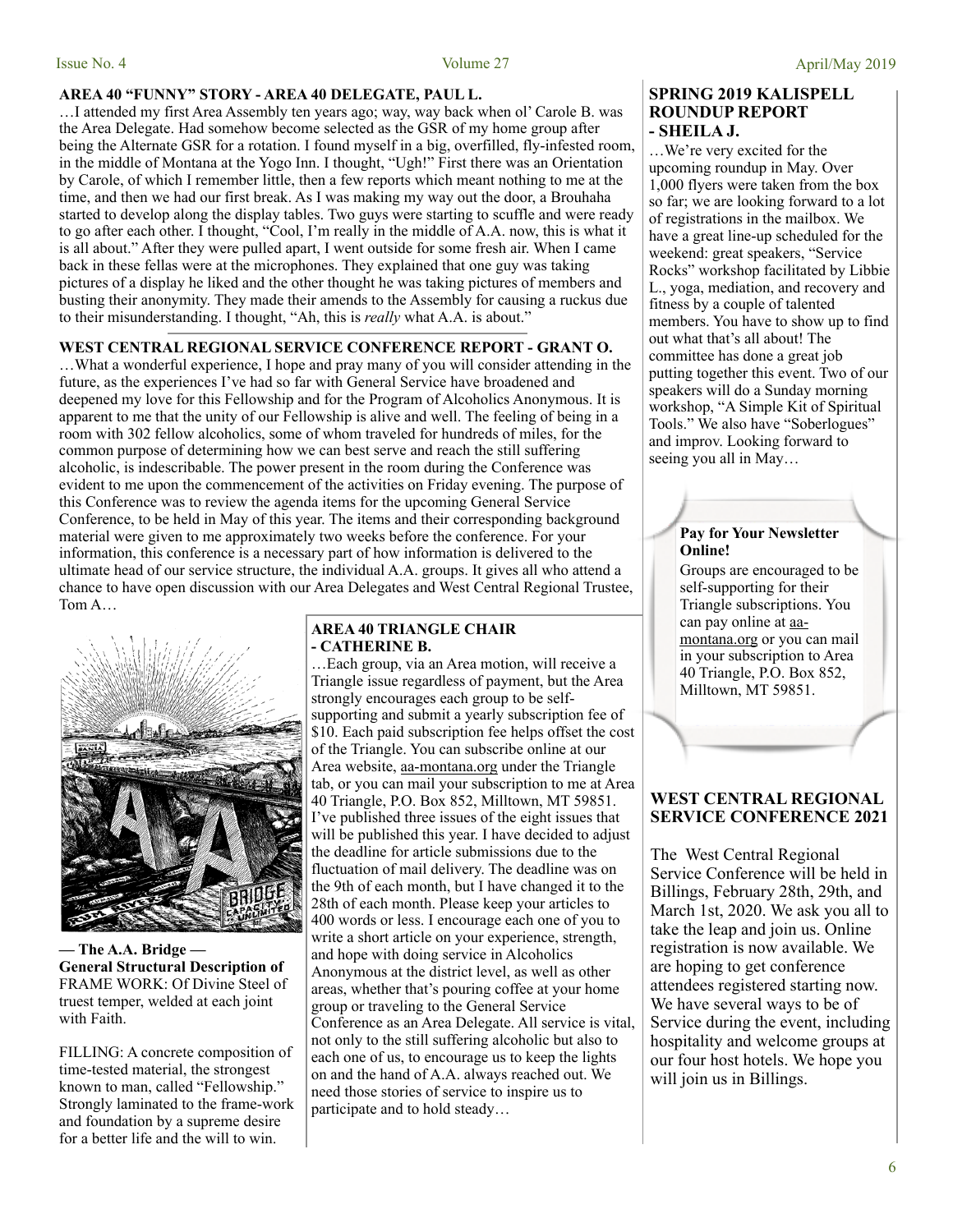## AREA 40 "FUNNY" STORY - AREA 40 DELEGATE, PAUL L.

…I attended my first Area Assembly ten years ago; way, way back when ol' Carole B. was the Area Delegate. Had somehow become selected as the GSR of my home group after being the Alternate GSR for a rotation. I found myself in a big, overfilled, fly-infested room, in the middle of Montana at the Yogo Inn. I thought, "Ugh!" First there was an Orientation by Carole, of which I remember little, then a few reports which meant nothing to me at the time, and then we had our first break. As I was making my way out the door, a Brouhaha started to develop along the display tables. Two guys were starting to scuffle and were ready to go after each other. I thought, "Cool, I'm really in the middle of A.A. now, this is what it is all about." After they were pulled apart, I went outside for some fresh air. When I came back in these fellas were at the microphones. They explained that one guy was taking pictures of a display he liked and the other thought he was taking pictures of members and busting their anonymity. They made their amends to the Assembly for causing a ruckus due to their misunderstanding. I thought, "Ah, this is *really* what A.A. is about."

## WEST CENTRAL REGIONAL SERVICE CONFERENCE REPORT - GRANT O.

…What a wonderful experience, I hope and pray many of you will consider attending in the future, as the experiences I've had so far with General Service have broadened and deepened my love for this Fellowship and for the Program of Alcoholics Anonymous. It is apparent to me that the unity of our Fellowship is alive and well. The feeling of being in a room with 302 fellow alcoholics, some of whom traveled for hundreds of miles, for the common purpose of determining how we can best serve and reach the still suffering alcoholic, is indescribable. The power present in the room during the Conference was evident to me upon the commencement of the activities on Friday evening. The purpose of this Conference was to review the agenda items for the upcoming General Service Conference, to be held in May of this year. The items and their corresponding background material were given to me approximately two weeks before the conference. For your information, this conference is a necessary part of how information is delivered to the ultimate head of our service structure, the individual A.A. groups. It gives all who attend a chance to have open discussion with our Area Delegates and West Central Regional Trustee, Tom A…

**— The A.A. Bridge —**
**General Structural Description of**
FRAME WORK: Of Divine Steel of truest temper, welded at each joint with Faith.

FILLING: A concrete composition of time-tested material, the strongest known to man, called "Fellowship." Strongly laminated to the frame-work and foundation by a supreme desire for a better life and the will to win.

## AREA 40 TRIANGLE CHAIR - CATHERINE B.

…Each group, via an Area motion, will receive a Triangle issue regardless of payment, but the Area strongly encourages each group to be self-supporting and submit a yearly subscription fee of $10. Each paid subscription fee helps offset the cost of the Triangle. You can subscribe online at our Area website, aa-montana.org under the Triangle tab, or you can mail your subscription to me at Area 40 Triangle, P.O. Box 852, Milltown, MT 59851. I've published three issues of the eight issues that will be published this year. I have decided to adjust the deadline for article submissions due to the fluctuation of mail delivery. The deadline was on the 9th of each month, but I have changed it to the 28th of each month. Please keep your articles to 400 words or less. I encourage each one of you to write a short article on your experience, strength, and hope with doing service in Alcoholics Anonymous at the district level, as well as other areas, whether that's pouring coffee at your home group or traveling to the General Service Conference as an Area Delegate. All service is vital, not only to the still suffering alcoholic but also to each one of us, to encourage us to keep the lights on and the hand of A.A. always reached out. We need those stories of service to inspire us to participate and to hold steady…

## SPRING 2019 KALISPELL ROUNDUP REPORT - SHEILA J.

…We're very excited for the upcoming roundup in May. Over 1,000 flyers were taken from the box so far; we are looking forward to a lot of registrations in the mailbox. We have a great line-up scheduled for the weekend: great speakers, "Service Rocks" workshop facilitated by Libbie L., yoga, mediation, and recovery and fitness by a couple of talented members. You have to show up to find out what that's all about! The committee has done a great job putting together this event. Two of our speakers will do a Sunday morning workshop, "A Simple Kit of Spiritual Tools." We also have "Soberlogues" and improv. Looking forward to seeing you all in May…

**Pay for Your Newsletter Online!**

Groups are encouraged to be self-supporting for their Triangle subscriptions. You can pay online at aa-montana.org or you can mail in your subscription to Area 40 Triangle, P.O. Box 852, Milltown, MT 59851.

## WEST CENTRAL REGIONAL SERVICE CONFERENCE 2021

The West Central Regional Service Conference will be held in Billings, February 28th, 29th, and March 1st, 2020. We ask you all to take the leap and join us. Online registration is now available. We are hoping to get conference attendees registered starting now. We have several ways to be of Service during the event, including hospitality and welcome groups at our four host hotels. We hope you will join us in Billings.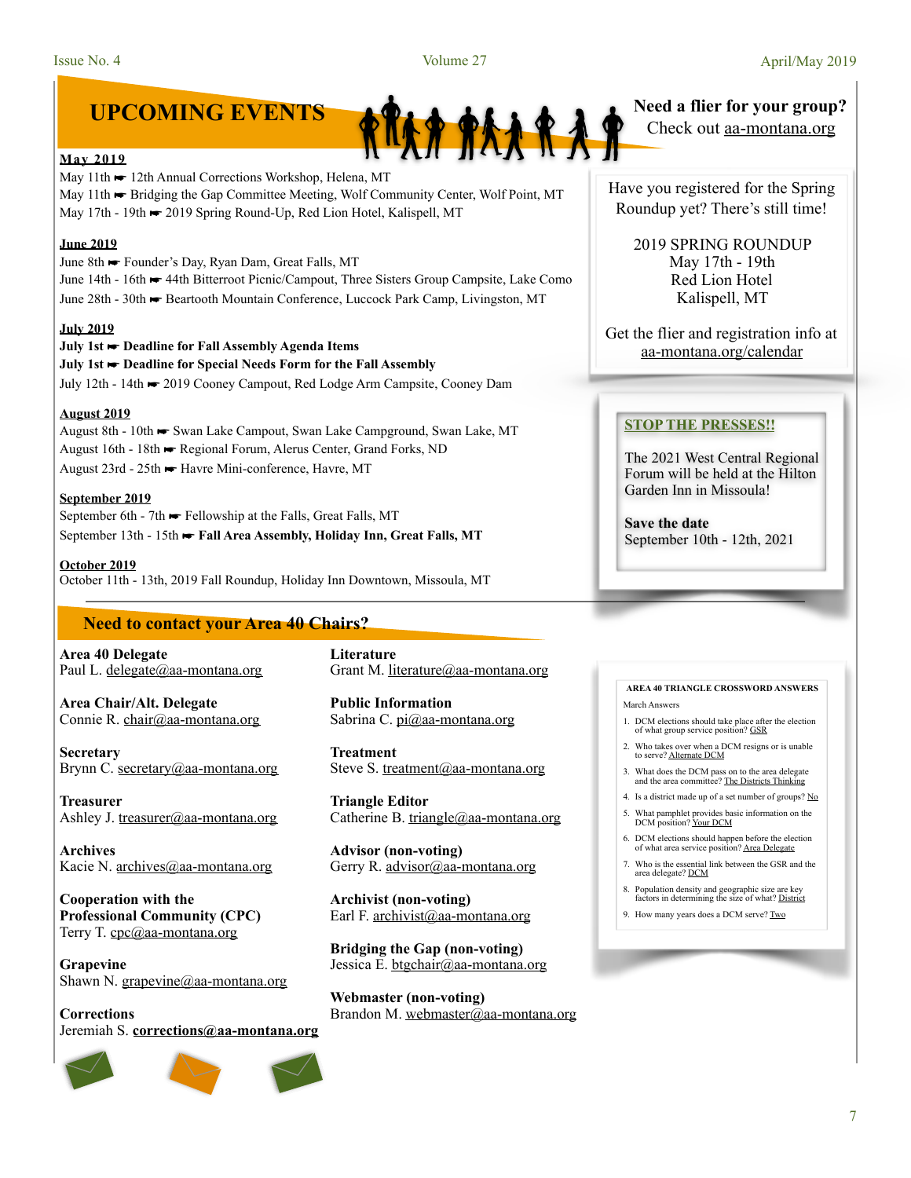# UPCOMING EVENTS

**May 2019**

May 11th ☛ 12th Annual Corrections Workshop, Helena, MT
May 11th ☛ Bridging the Gap Committee Meeting, Wolf Community Center, Wolf Point, MT
May 17th - 19th ☛ 2019 Spring Round-Up, Red Lion Hotel, Kalispell, MT

**June 2019**

June 8th ☛ Founder's Day, Ryan Dam, Great Falls, MT
June 14th - 16th ☛ 44th Bitterroot Picnic/Campout, Three Sisters Group Campsite, Lake Como
June 28th - 30th ☛ Beartooth Mountain Conference, Luccock Park Camp, Livingston, MT

**July 2019**

**July 1st ☛ Deadline for Fall Assembly Agenda Items**
**July 1st ☛ Deadline for Special Needs Form for the Fall Assembly**
July 12th - 14th ☛ 2019 Cooney Campout, Red Lodge Arm Campsite, Cooney Dam

**August 2019**

August 8th - 10th ☛ Swan Lake Campout, Swan Lake Campground, Swan Lake, MT
August 16th - 18th ☛ Regional Forum, Alerus Center, Grand Forks, ND
August 23rd - 25th ☛ Havre Mini-conference, Havre, MT

**September 2019**

September 6th - 7th ☛ Fellowship at the Falls, Great Falls, MT
September 13th - 15th ☛ **Fall Area Assembly, Holiday Inn, Great Falls, MT**

**October 2019**

October 11th - 13th, 2019 Fall Roundup, Holiday Inn Downtown, Missoula, MT

**Need a flier for your group?**
Check out aa-montana.org

Have you registered for the Spring Roundup yet? There's still time!

2019 SPRING ROUNDUP
May 17th - 19th
Red Lion Hotel
Kalispell, MT

Get the flier and registration info at aa-montana.org/calendar

**STOP THE PRESSES!!**

The 2021 West Central Regional Forum will be held at the Hilton Garden Inn in Missoula!

**Save the date**
September 10th - 12th, 2021

## Need to contact your Area 40 Chairs?

**Area 40 Delegate**
Paul L. delegate@aa-montana.org

**Area Chair/Alt. Delegate**
Connie R. chair@aa-montana.org

**Secretary**
Brynn C. secretary@aa-montana.org

**Treasurer**
Ashley J. treasurer@aa-montana.org

**Archives**
Kacie N. archives@aa-montana.org

**Cooperation with the Professional Community (CPC)**
Terry T. cpc@aa-montana.org

**Grapevine**
Shawn N. grapevine@aa-montana.org

**Corrections**
Jeremiah S. **corrections@aa-montana.org**

**Literature**
Grant M. literature@aa-montana.org

**Public Information**
Sabrina C. pi@aa-montana.org

**Treatment**
Steve S. treatment@aa-montana.org

**Triangle Editor**
Catherine B. triangle@aa-montana.org

**Advisor (non-voting)**
Gerry R. advisor@aa-montana.org

**Archivist (non-voting)**
Earl F. archivist@aa-montana.org

**Bridging the Gap (non-voting)**
Jessica E. btgchair@aa-montana.org

**Webmaster (non-voting)**
Brandon M. webmaster@aa-montana.org

**AREA 40 TRIANGLE CROSSWORD ANSWERS**

March Answers

1. DCM elections should take place after the election of what group service position? GSR
2. Who takes over when a DCM resigns or is unable to serve? Alternate DCM
3. What does the DCM pass on to the area delegate and the area committee? The Districts Thinking
4. Is a district made up of a set number of groups? No
5. What pamphlet provides basic information on the DCM position? Your DCM
6. DCM elections should happen before the election of what area service position? Area Delegate
7. Who is the essential link between the GSR and the area delegate? DCM
8. Population density and geographic size are key factors in determining the size of what? District
9. How many years does a DCM serve? Two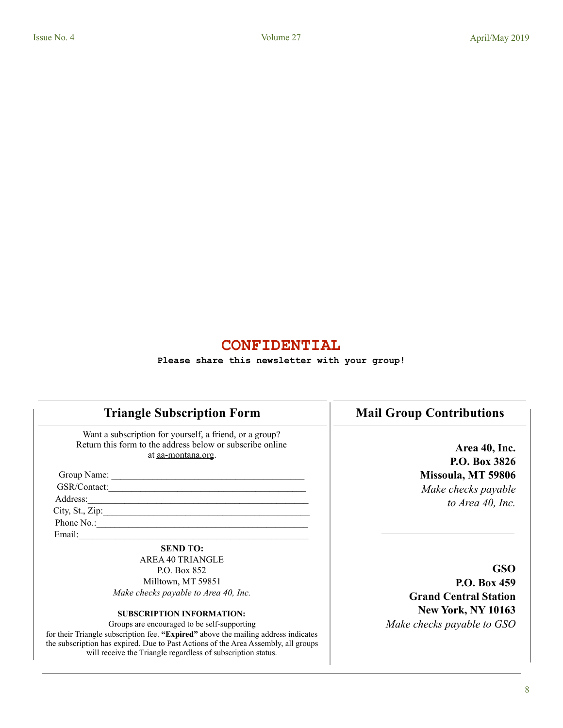## CONFIDENTIAL

**Please share this newsletter with your group!**

## Triangle Subscription Form

Want a subscription for yourself, a friend, or a group?
Return this form to the address below or subscribe online at aa-montana.org.

Group Name: ________________________________________

GSR/Contact:_________________________________________

Address:____________________________________________

City, St., Zip:_______________________________________

Phone No.:__________________________________________

Email:______________________________________________

**SEND TO:**
AREA 40 TRIANGLE
P.O. Box 852
Milltown, MT 59851
*Make checks payable to Area 40, Inc.*

**SUBSCRIPTION INFORMATION:**
Groups are encouraged to be self-supporting for their Triangle subscription fee. **"Expired"** above the mailing address indicates the subscription has expired. Due to Past Actions of the Area Assembly, all groups will receive the Triangle regardless of subscription status.

## Mail Group Contributions

**Area 40, Inc.**
**P.O. Box 3826**
**Missoula, MT 59806**
*Make checks payable to Area 40, Inc.*

---

**GSO**
**P.O. Box 459**
**Grand Central Station**
**New York, NY 10163**
*Make checks payable to GSO*